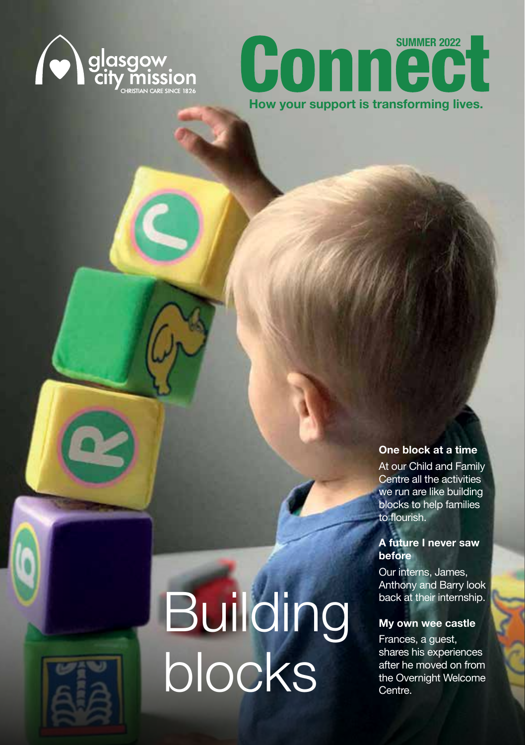glasgow city mission

CHRISTIAN CARE SINCE 1826

# Connect

SUMMER 2022

**How your support is transforming lives.**

# Building blocks

**One block at a time**

At our Child and Family Centre all the activities we run are like building blocks to help families to flourish.

**A future I never saw before**

Our interns, James, Anthony and Barry look back at their internship.

**My own wee castle**

Frances, a guest, shares his experiences after he moved on from the Overnight Welcome Centre.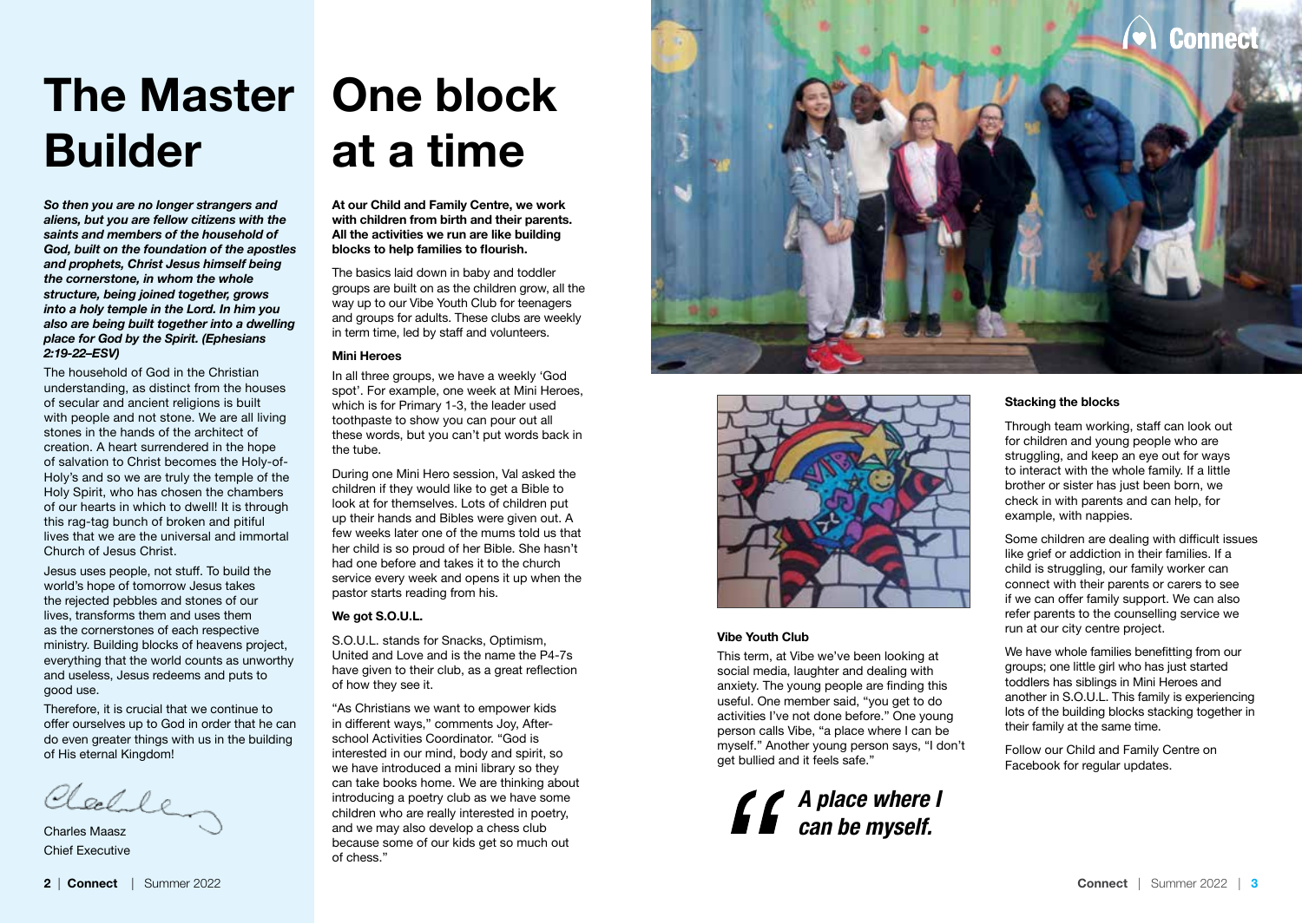# The Master Builder

***So then you are no longer strangers and aliens, but you are fellow citizens with the saints and members of the household of God, built on the foundation of the apostles and prophets, Christ Jesus himself being the cornerstone, in whom the whole structure, being joined together, grows into a holy temple in the Lord. In him you also are being built together into a dwelling place for God by the Spirit. (Ephesians 2:19-22–ESV)***

The household of God in the Christian understanding, as distinct from the houses of secular and ancient religions is built with people and not stone. We are all living stones in the hands of the architect of creation. A heart surrendered in the hope of salvation to Christ becomes the Holy-of-Holy's and so we are truly the temple of the Holy Spirit, who has chosen the chambers of our hearts in which to dwell! It is through this rag-tag bunch of broken and pitiful lives that we are the universal and immortal Church of Jesus Christ.

Jesus uses people, not stuff. To build the world's hope of tomorrow Jesus takes the rejected pebbles and stones of our lives, transforms them and uses them as the cornerstones of each respective ministry. Building blocks of heavens project, everything that the world counts as unworthy and useless, Jesus redeems and puts to good use.

Therefore, it is crucial that we continue to offer ourselves up to God in order that he can do even greater things with us in the building of His eternal Kingdom!

Charles Maasz
Chief Executive

# One block at a time

**At our Child and Family Centre, we work with children from birth and their parents. All the activities we run are like building blocks to help families to flourish.**

The basics laid down in baby and toddler groups are built on as the children grow, all the way up to our Vibe Youth Club for teenagers and groups for adults. These clubs are weekly in term time, led by staff and volunteers.

### Mini Heroes

In all three groups, we have a weekly 'God spot'. For example, one week at Mini Heroes, which is for Primary 1-3, the leader used toothpaste to show you can pour out all these words, but you can't put words back in the tube.

During one Mini Hero session, Val asked the children if they would like to get a Bible to look at for themselves. Lots of children put up their hands and Bibles were given out. A few weeks later one of the mums told us that her child is so proud of her Bible. She hasn't had one before and takes it to the church service every week and opens it up when the pastor starts reading from his.

### We got S.O.U.L.

S.O.U.L. stands for Snacks, Optimism, United and Love and is the name the P4-7s have given to their club, as a great reflection of how they see it.

"As Christians we want to empower kids in different ways," comments Joy, After-school Activities Coordinator. "God is interested in our mind, body and spirit, so we have introduced a mini library so they can take books home. We are thinking about introducing a poetry club as we have some children who are really interested in poetry, and we may also develop a chess club because some of our kids get so much out of chess."

### Vibe Youth Club

This term, at Vibe we've been looking at social media, laughter and dealing with anxiety. The young people are finding this useful. One member said, "you get to do activities I've not done before." One young person calls Vibe, "a place where I can be myself." Another young person says, "I don't get bullied and it feels safe."

> *A place where I can be myself.*

### Stacking the blocks

Through team working, staff can look out for children and young people who are struggling, and keep an eye out for ways to interact with the whole family. If a little brother or sister has just been born, we check in with parents and can help, for example, with nappies.

Some children are dealing with difficult issues like grief or addiction in their families. If a child is struggling, our family worker can connect with their parents or carers to see if we can offer family support. We can also refer parents to the counselling service we run at our city centre project.

We have whole families benefitting from our groups; one little girl who has just started toddlers has siblings in Mini Heroes and another in S.O.U.L. This family is experiencing lots of the building blocks stacking together in their family at the same time.

Follow our Child and Family Centre on Facebook for regular updates.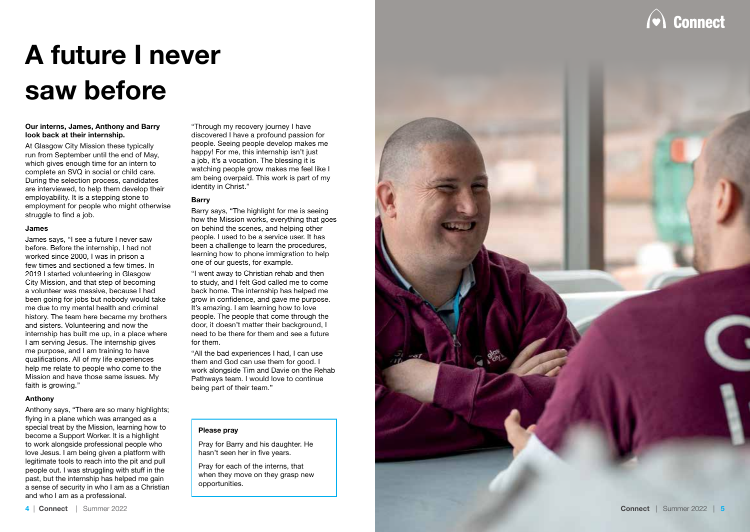# A future I never saw before

**Our interns, James, Anthony and Barry look back at their internship.**

At Glasgow City Mission these typically run from September until the end of May, which gives enough time for an intern to complete an SVQ in social or child care. During the selection process, candidates are interviewed, to help them develop their employability. It is a stepping stone to employment for people who might otherwise struggle to find a job.

**James**

James says, "I see a future I never saw before. Before the internship, I had not worked since 2000, I was in prison a few times and sectioned a few times. In 2019 I started volunteering in Glasgow City Mission, and that step of becoming a volunteer was massive, because I had been going for jobs but nobody would take me due to my mental health and criminal history. The team here became my brothers and sisters. Volunteering and now the internship has built me up, in a place where I am serving Jesus. The internship gives me purpose, and I am training to have qualifications. All of my life experiences help me relate to people who come to the Mission and have those same issues. My faith is growing."

**Anthony**

Anthony says, "There are so many highlights; flying in a plane which was arranged as a special treat by the Mission, learning how to become a Support Worker. It is a highlight to work alongside professional people who love Jesus. I am being given a platform with legitimate tools to reach into the pit and pull people out. I was struggling with stuff in the past, but the internship has helped me gain a sense of security in who I am as a Christian and who I am as a professional.

"Through my recovery journey I have discovered I have a profound passion for people. Seeing people develop makes me happy! For me, this internship isn't just a job, it's a vocation. The blessing it is watching people grow makes me feel like I am being overpaid. This work is part of my identity in Christ."

**Barry**

Barry says, "The highlight for me is seeing how the Mission works, everything that goes on behind the scenes, and helping other people. I used to be a service user. It has been a challenge to learn the procedures, learning how to phone immigration to help one of our guests, for example.

"I went away to Christian rehab and then to study, and I felt God called me to come back home. The internship has helped me grow in confidence, and gave me purpose. It's amazing. I am learning how to love people. The people that come through the door, it doesn't matter their background, I need to be there for them and see a future for them.

"All the bad experiences I had, I can use them and God can use them for good. I work alongside Tim and Davie on the Rehab Pathways team. I would love to continue being part of their team."

**Please pray**

Pray for Barry and his daughter. He hasn't seen her in five years.

Pray for each of the interns, that when they move on they grasp new opportunities.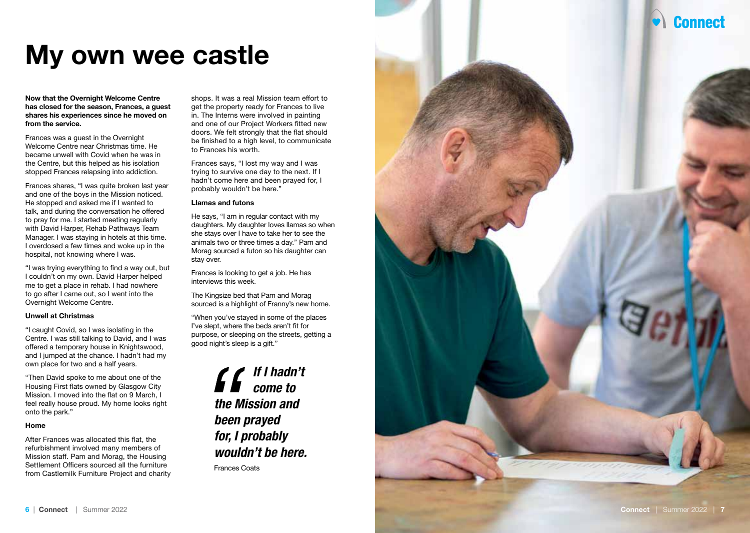# My own wee castle

**Now that the Overnight Welcome Centre has closed for the season, Frances, a guest shares his experiences since he moved on from the service.**

Frances was a guest in the Overnight Welcome Centre near Christmas time. He became unwell with Covid when he was in the Centre, but this helped as his isolation stopped Frances relapsing into addiction.

Frances shares, "I was quite broken last year and one of the boys in the Mission noticed. He stopped and asked me if I wanted to talk, and during the conversation he offered to pray for me. I started meeting regularly with David Harper, Rehab Pathways Team Manager. I was staying in hotels at this time. I overdosed a few times and woke up in the hospital, not knowing where I was.

"I was trying everything to find a way out, but I couldn't on my own. David Harper helped me to get a place in rehab. I had nowhere to go after I came out, so I went into the Overnight Welcome Centre.

### Unwell at Christmas

"I caught Covid, so I was isolating in the Centre. I was still talking to David, and I was offered a temporary house in Knightswood, and I jumped at the chance. I hadn't had my own place for two and a half years.

"Then David spoke to me about one of the Housing First flats owned by Glasgow City Mission. I moved into the flat on 9 March, I feel really house proud. My home looks right onto the park."

### Home

After Frances was allocated this flat, the refurbishment involved many members of Mission staff. Pam and Morag, the Housing Settlement Officers sourced all the furniture from Castlemilk Furniture Project and charity shops. It was a real Mission team effort to get the property ready for Frances to live in. The Interns were involved in painting and one of our Project Workers fitted new doors. We felt strongly that the flat should be finished to a high level, to communicate to Frances his worth.

Frances says, "I lost my way and I was trying to survive one day to the next. If I hadn't come here and been prayed for, I probably wouldn't be here."

### Llamas and futons

He says, "I am in regular contact with my daughters. My daughter loves llamas so when she stays over I have to take her to see the animals two or three times a day." Pam and Morag sourced a futon so his daughter can stay over.

Frances is looking to get a job. He has interviews this week.

The Kingsize bed that Pam and Morag sourced is a highlight of Franny's new home.

"When you've stayed in some of the places I've slept, where the beds aren't fit for purpose, or sleeping on the streets, getting a good night's sleep is a gift."

> ***"If I hadn't come to the Mission and been prayed for, I probably wouldn't be here.***
>
> Frances Coats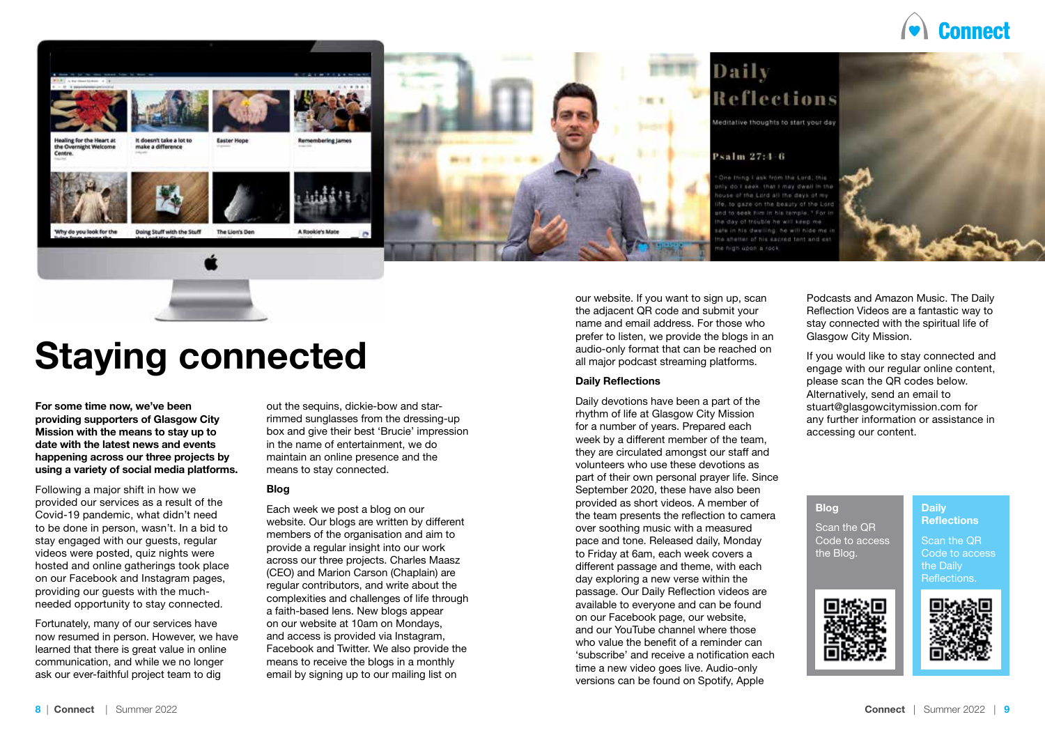# Staying connected

**For some time now, we've been providing supporters of Glasgow City Mission with the means to stay up to date with the latest news and events happening across our three projects by using a variety of social media platforms.**

Following a major shift in how we provided our services as a result of the Covid-19 pandemic, what didn't need to be done in person, wasn't. In a bid to stay engaged with our guests, regular videos were posted, quiz nights were hosted and online gatherings took place on our Facebook and Instagram pages, providing our guests with the much-needed opportunity to stay connected.

Fortunately, many of our services have now resumed in person. However, we have learned that there is great value in online communication, and while we no longer ask our ever-faithful project team to dig out the sequins, dickie-bow and star-rimmed sunglasses from the dressing-up box and give their best 'Brucie' impression in the name of entertainment, we do maintain an online presence and the means to stay connected.

### Blog

Each week we post a blog on our website. Our blogs are written by different members of the organisation and aim to provide a regular insight into our work across our three projects. Charles Maasz (CEO) and Marion Carson (Chaplain) are regular contributors, and write about the complexities and challenges of life through a faith-based lens. New blogs appear on our website at 10am on Mondays, and access is provided via Instagram, Facebook and Twitter. We also provide the means to receive the blogs in a monthly email by signing up to our mailing list on our website. If you want to sign up, scan the adjacent QR code and submit your name and email address. For those who prefer to listen, we provide the blogs in an audio-only format that can be reached on all major podcast streaming platforms.

### Daily Reflections

Daily devotions have been a part of the rhythm of life at Glasgow City Mission for a number of years. Prepared each week by a different member of the team, they are circulated amongst our staff and volunteers who use these devotions as part of their own personal prayer life. Since September 2020, these have also been provided as short videos. A member of the team presents the reflection to camera over soothing music with a measured pace and tone. Released daily, Monday to Friday at 6am, each week covers a different passage and theme, with each day exploring a new verse within the passage. Our Daily Reflection videos are available to everyone and can be found on our Facebook page, our website, and our YouTube channel where those who value the benefit of a reminder can 'subscribe' and receive a notification each time a new video goes live. Audio-only versions can be found on Spotify, Apple Podcasts and Amazon Music. The Daily Reflection Videos are a fantastic way to stay connected with the spiritual life of Glasgow City Mission.

If you would like to stay connected and engage with our regular online content, please scan the QR codes below. Alternatively, send an email to stuart@glasgowcitymission.com for any further information or assistance in accessing our content.

**Blog**

Scan the QR Code to access the Blog.

**Daily Reflections**

Scan the QR Code to access the Daily Reflections.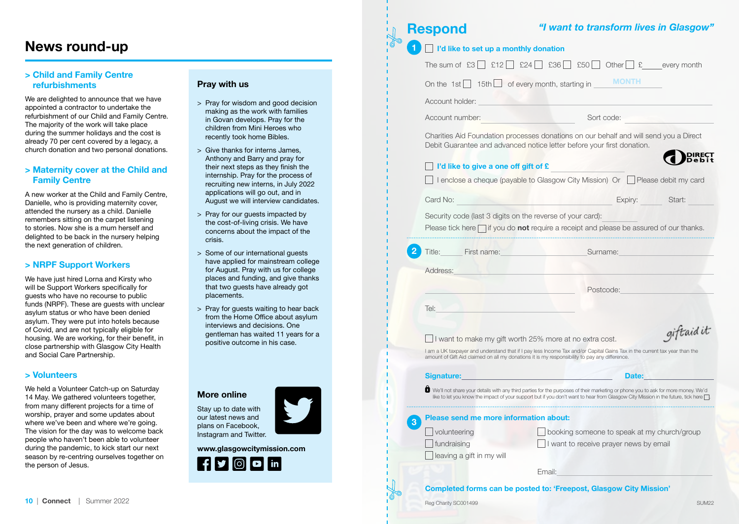# News round-up

## > Child and Family Centre refurbishments

We are delighted to announce that we have appointed a contractor to undertake the refurbishment of our Child and Family Centre. The majority of the work will take place during the summer holidays and the cost is already 70 per cent covered by a legacy, a church donation and two personal donations.

## > Maternity cover at the Child and Family Centre

A new worker at the Child and Family Centre, Danielle, who is providing maternity cover, attended the nursery as a child. Danielle remembers sitting on the carpet listening to stories. Now she is a mum herself and delighted to be back in the nursery helping the next generation of children.

## > NRPF Support Workers

We have just hired Lorna and Kirsty who will be Support Workers specifically for guests who have no recourse to public funds (NRPF). These are guests with unclear asylum status or who have been denied asylum. They were put into hotels because of Covid, and are not typically eligible for housing. We are working, for their benefit, in close partnership with Glasgow City Health and Social Care Partnership.

## > Volunteers

We held a Volunteer Catch-up on Saturday 14 May. We gathered volunteers together, from many different projects for a time of worship, prayer and some updates about where we've been and where we're going. The vision for the day was to welcome back people who haven't been able to volunteer during the pandemic, to kick start our next season by re-centring ourselves together on the person of Jesus.

## Pray with us

- Pray for wisdom and good decision making as the work with families in Govan develops. Pray for the children from Mini Heroes who recently took home Bibles.
- Give thanks for interns James, Anthony and Barry and pray for their next steps as they finish the internship. Pray for the process of recruiting new interns, in July 2022 applications will go out, and in August we will interview candidates.
- Pray for our guests impacted by the cost-of-living crisis. We have concerns about the impact of the crisis.
- Some of our international guests have applied for mainstream college for August. Pray with us for college places and funding, and give thanks that two guests have already got placements.
- Pray for guests waiting to hear back from the Home Office about asylum interviews and decisions. One gentleman has waited 11 years for a positive outcome in his case.

## More online

Stay up to date with our latest news and plans on Facebook, Instagram and Twitter.

**www.glasgowcitymission.com**

# Respond

*"I want to transform lives in Glasgow"*

**1** ☐ **I'd like to set up a monthly donation**

The sum of £3 ☐ £12 ☐ £24 ☐ £36 ☐ £50 ☐ Other ☐ £_____ every month

On the 1st ☐ 15th ☐ of every month, starting in ______ MONTH

Account holder: ______

Account number: ______ Sort code: ______

Charities Aid Foundation processes donations on our behalf and will send you a Direct Debit Guarantee and advanced notice letter before your first donation.

DIRECT Debit

☐ **I'd like to give a one off gift of £** ______

☐ I enclose a cheque (payable to Glasgow City Mission) Or ☐ Please debit my card

Card No: ______ Expiry: ______ Start: ______

Security code (last 3 digits on the reverse of your card): ______

Please tick here ☐ if you do **not** require a receipt and please be assured of our thanks.

**2** Title: ______ First name: ______ Surname: ______

Address: ______

Postcode: ______

Tel: ______

giftaid it

☐ I want to make my gift worth 25% more at no extra cost.

I am a UK taxpayer and understand that if I pay less Income Tax and/or Capital Gains Tax in the current tax year than the amount of Gift Aid claimed on all my donations it is my responsibility to pay any difference.

**Signature:** ______ **Date:** ______

We'll not share your details with any third parties for the purposes of their marketing or phone you to ask for more money. We'd like to let you know the impact of your support but if you don't want to hear from Glasgow City Mission in the future, tick here ☐.

**3** **Please send me more information about:**

☐ volunteering
☐ fundraising
☐ leaving a gift in my will
☐ booking someone to speak at my church/group
☐ I want to receive prayer news by email

Email: ______

**Completed forms can be posted to: 'Freepost, Glasgow City Mission'**

Reg Charity SC001499

SUM22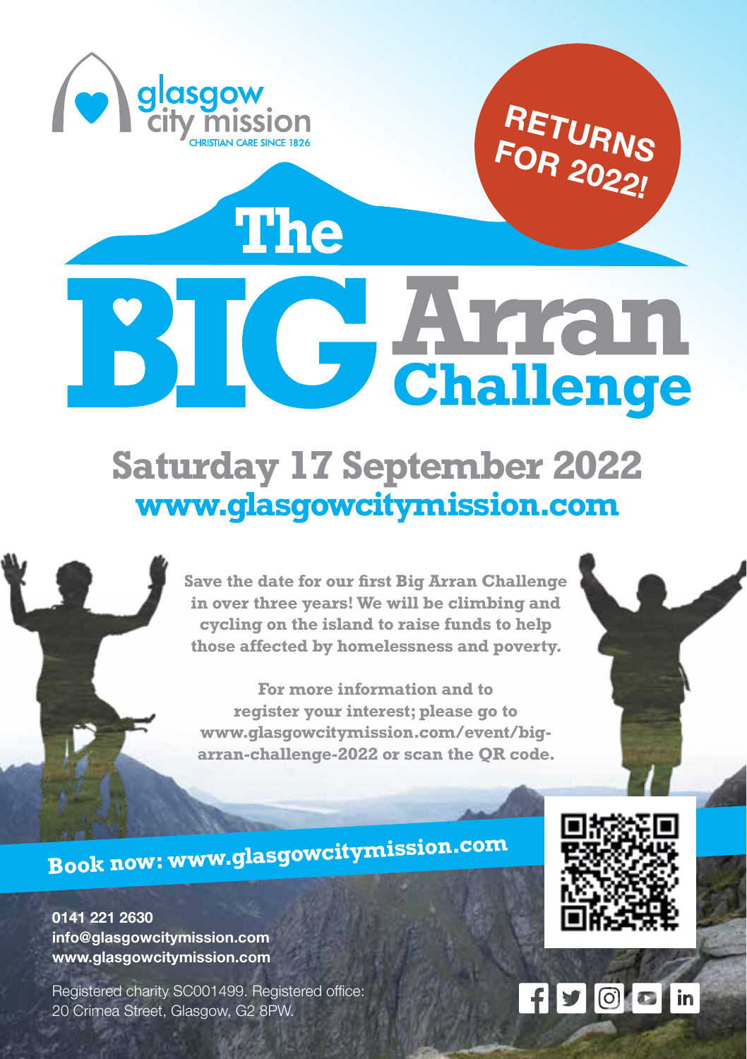glasgow city mission
CHRISTIAN CARE SINCE 1826

RETURNS FOR 2022!

# The BIG Arran Challenge

## Saturday 17 September 2022

**www.glasgowcitymission.com**

**Save the date for our first Big Arran Challenge in over three years! We will be climbing and cycling on the island to raise funds to help those affected by homelessness and poverty.**

**For more information and to register your interest; please go to www.glasgowcitymission.com/event/big-arran-challenge-2022 or scan the QR code.**

**Book now: www.glasgowcitymission.com**

**0141 221 2630**
**info@glasgowcitymission.com**
**www.glasgowcitymission.com**

Registered charity SC001499. Registered office: 20 Crimea Street, Glasgow, G2 8PW.